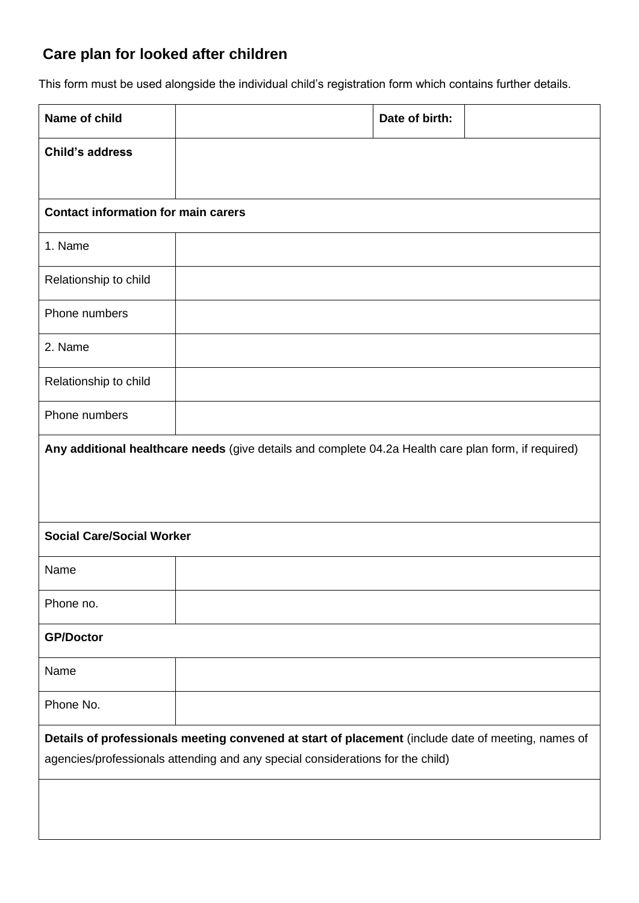## Care plan for looked after children

This form must be used alongside the individual child's registration form which contains further details.

| | | | |
|---|---|---|---|
| **Name of child** | | **Date of birth:** | |
| **Child's address** | | | |
| **Contact information for main carers** | | | |
| 1. Name | | | |
| Relationship to child | | | |
| Phone numbers | | | |
| 2. Name | | | |
| Relationship to child | | | |
| Phone numbers | | | |
| **Any additional healthcare needs** (give details and complete 04.2a Health care plan form, if required) | | | |
| **Social Care/Social Worker** | | | |
| Name | | | |
| Phone no. | | | |
| **GP/Doctor** | | | |
| Name | | | |
| Phone No. | | | |
| **Details of professionals meeting convened at start of placement** (include date of meeting, names of agencies/professionals attending and any special considerations for the child) | | | |
| | | | |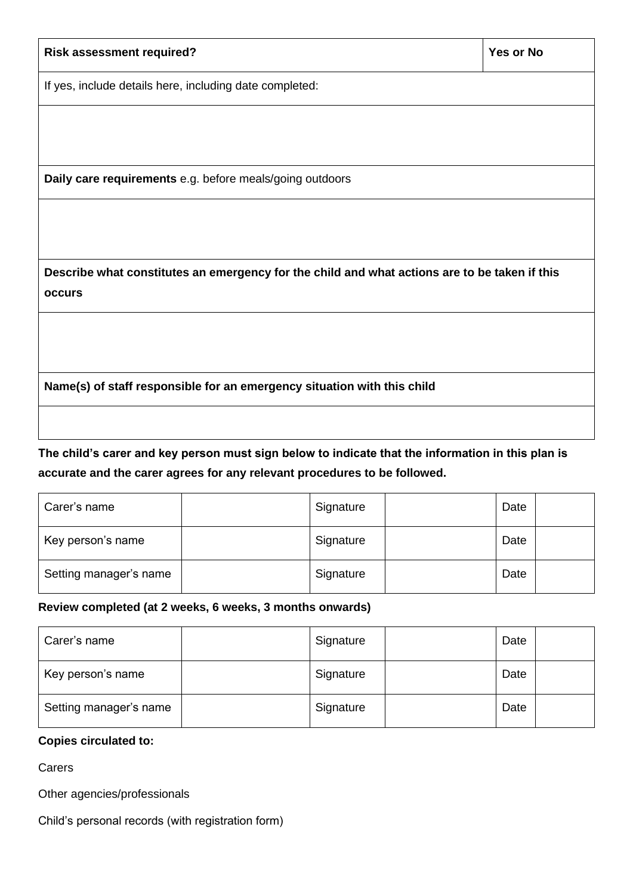| | |
|---|---|
| **Risk assessment required?** | **Yes or No** |
| If yes, include details here, including date completed: | |
| | |
| **Daily care requirements** e.g. before meals/going outdoors | |
| | |
| **Describe what constitutes an emergency for the child and what actions are to be taken if this occurs** | |
| | |
| **Name(s) of staff responsible for an emergency situation with this child** | |
| | |

**The child's carer and key person must sign below to indicate that the information in this plan is accurate and the carer agrees for any relevant procedures to be followed.**

| | | | | | |
|---|---|---|---|---|---|
| Carer's name | | Signature | | Date | |
| Key person's name | | Signature | | Date | |
| Setting manager's name | | Signature | | Date | |

**Review completed (at 2 weeks, 6 weeks, 3 months onwards)**

| | | | | | |
|---|---|---|---|---|---|
| Carer's name | | Signature | | Date | |
| Key person's name | | Signature | | Date | |
| Setting manager's name | | Signature | | Date | |

**Copies circulated to:**

Carers

Other agencies/professionals

Child's personal records (with registration form)